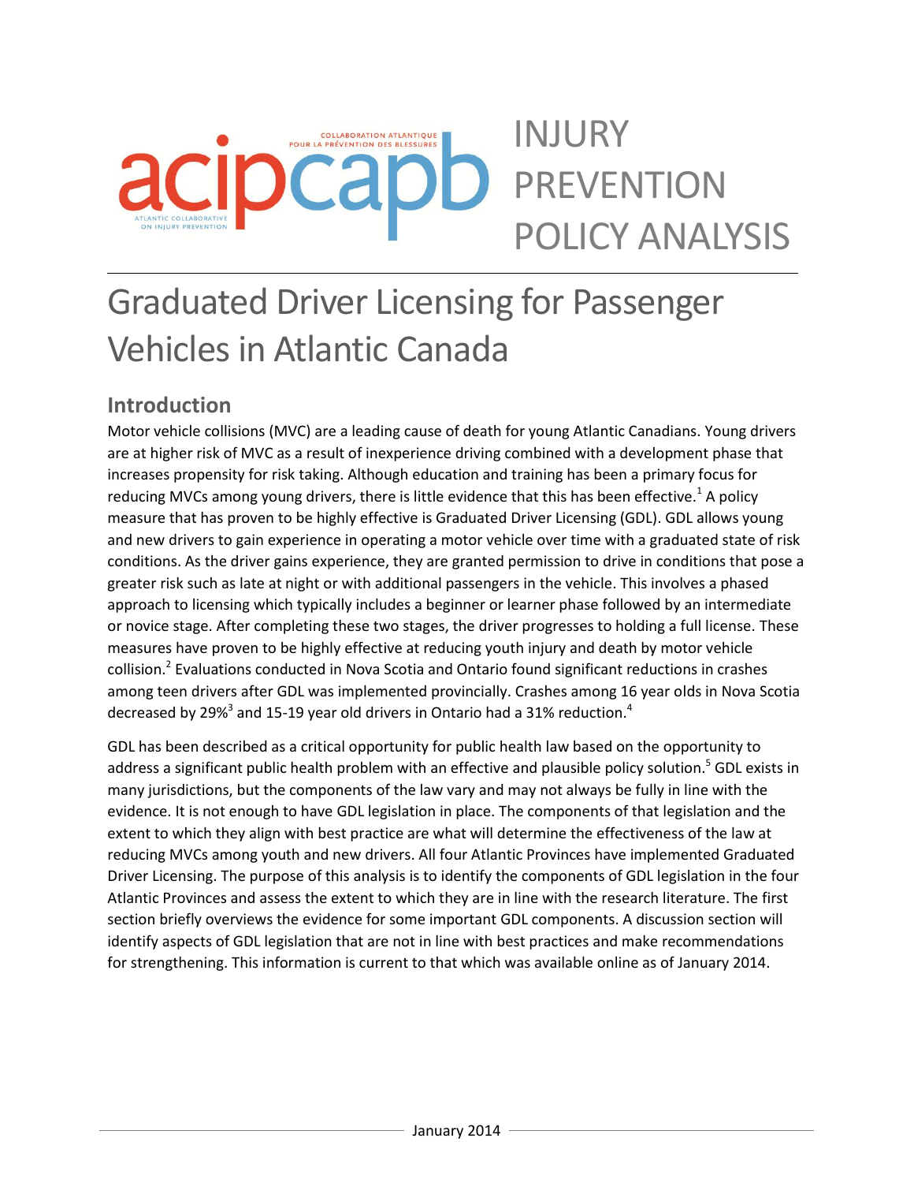acipcapb

COLLABORATION ATLANTIQUE POUR LA PRÉVENTION DES BLESSURES

ATLANTIC COLLABORATIVE ON INJURY PREVENTION

INJURY PREVENTION POLICY ANALYSIS

# Graduated Driver Licensing for Passenger Vehicles in Atlantic Canada

## Introduction

Motor vehicle collisions (MVC) are a leading cause of death for young Atlantic Canadians. Young drivers are at higher risk of MVC as a result of inexperience driving combined with a development phase that increases propensity for risk taking. Although education and training has been a primary focus for reducing MVCs among young drivers, there is little evidence that this has been effective.[1] A policy measure that has proven to be highly effective is Graduated Driver Licensing (GDL). GDL allows young and new drivers to gain experience in operating a motor vehicle over time with a graduated state of risk conditions. As the driver gains experience, they are granted permission to drive in conditions that pose a greater risk such as late at night or with additional passengers in the vehicle. This involves a phased approach to licensing which typically includes a beginner or learner phase followed by an intermediate or novice stage. After completing these two stages, the driver progresses to holding a full license. These measures have proven to be highly effective at reducing youth injury and death by motor vehicle collision.[2] Evaluations conducted in Nova Scotia and Ontario found significant reductions in crashes among teen drivers after GDL was implemented provincially. Crashes among 16 year olds in Nova Scotia decreased by 29%[3] and 15-19 year old drivers in Ontario had a 31% reduction.[4]

GDL has been described as a critical opportunity for public health law based on the opportunity to address a significant public health problem with an effective and plausible policy solution.[5] GDL exists in many jurisdictions, but the components of the law vary and may not always be fully in line with the evidence. It is not enough to have GDL legislation in place. The components of that legislation and the extent to which they align with best practice are what will determine the effectiveness of the law at reducing MVCs among youth and new drivers. All four Atlantic Provinces have implemented Graduated Driver Licensing. The purpose of this analysis is to identify the components of GDL legislation in the four Atlantic Provinces and assess the extent to which they are in line with the research literature. The first section briefly overviews the evidence for some important GDL components. A discussion section will identify aspects of GDL legislation that are not in line with best practices and make recommendations for strengthening. This information is current to that which was available online as of January 2014.

January 2014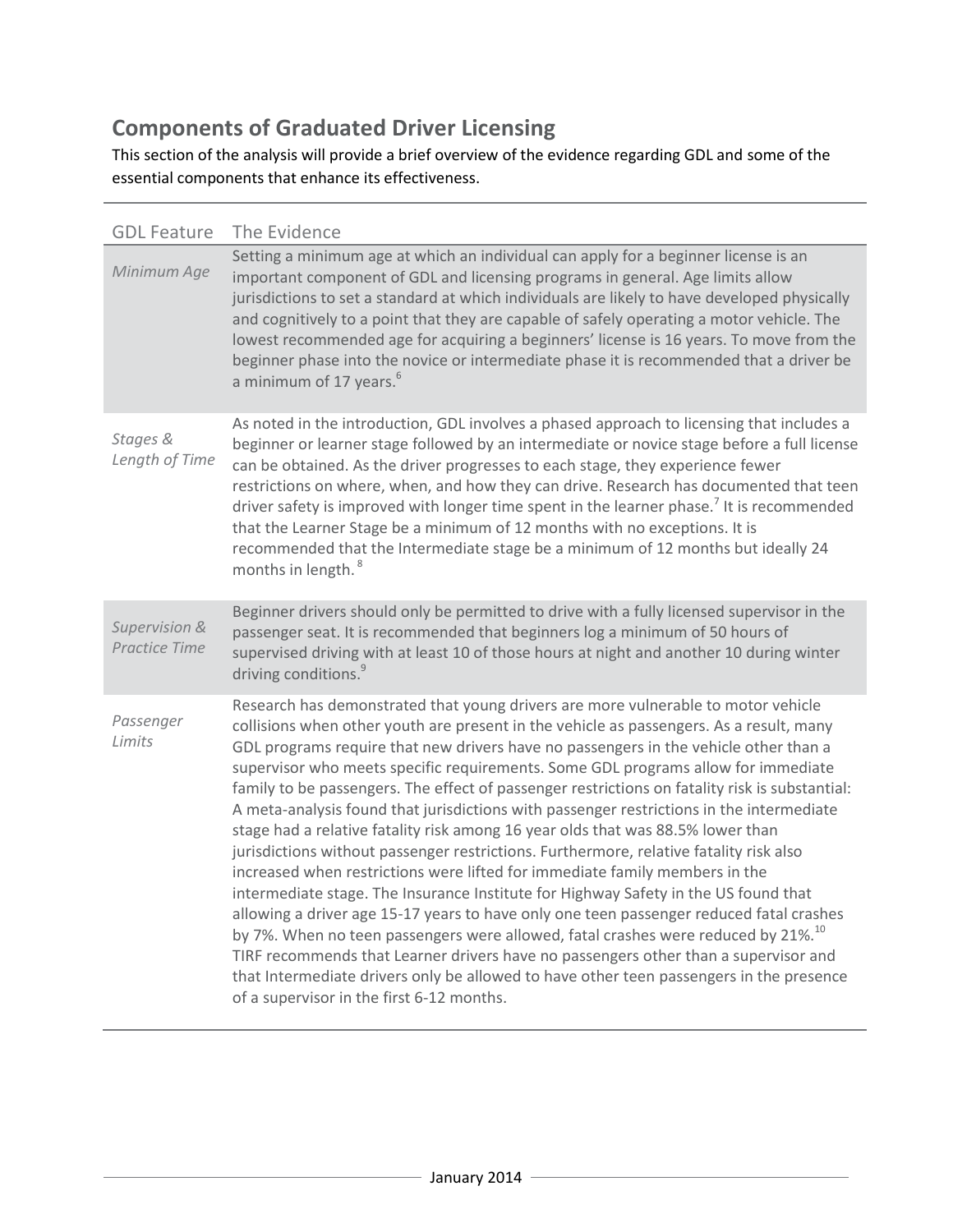## Components of Graduated Driver Licensing

This section of the analysis will provide a brief overview of the evidence regarding GDL and some of the essential components that enhance its effectiveness.

| GDL Feature | The Evidence |
|---|---|
| *Minimum Age* | Setting a minimum age at which an individual can apply for a beginner license is an important component of GDL and licensing programs in general. Age limits allow jurisdictions to set a standard at which individuals are likely to have developed physically and cognitively to a point that they are capable of safely operating a motor vehicle. The lowest recommended age for acquiring a beginners' license is 16 years. To move from the beginner phase into the novice or intermediate phase it is recommended that a driver be a minimum of 17 years.[6] |
| *Stages & Length of Time* | As noted in the introduction, GDL involves a phased approach to licensing that includes a beginner or learner stage followed by an intermediate or novice stage before a full license can be obtained. As the driver progresses to each stage, they experience fewer restrictions on where, when, and how they can drive. Research has documented that teen driver safety is improved with longer time spent in the learner phase.[7] It is recommended that the Learner Stage be a minimum of 12 months with no exceptions. It is recommended that the Intermediate stage be a minimum of 12 months but ideally 24 months in length.[8] |
| *Supervision & Practice Time* | Beginner drivers should only be permitted to drive with a fully licensed supervisor in the passenger seat. It is recommended that beginners log a minimum of 50 hours of supervised driving with at least 10 of those hours at night and another 10 during winter driving conditions.[9] |
| *Passenger Limits* | Research has demonstrated that young drivers are more vulnerable to motor vehicle collisions when other youth are present in the vehicle as passengers. As a result, many GDL programs require that new drivers have no passengers in the vehicle other than a supervisor who meets specific requirements. Some GDL programs allow for immediate family to be passengers. The effect of passenger restrictions on fatality risk is substantial: A meta-analysis found that jurisdictions with passenger restrictions in the intermediate stage had a relative fatality risk among 16 year olds that was 88.5% lower than jurisdictions without passenger restrictions. Furthermore, relative fatality risk also increased when restrictions were lifted for immediate family members in the intermediate stage. The Insurance Institute for Highway Safety in the US found that allowing a driver age 15-17 years to have only one teen passenger reduced fatal crashes by 7%. When no teen passengers were allowed, fatal crashes were reduced by 21%.[10] TIRF recommends that Learner drivers have no passengers other than a supervisor and that Intermediate drivers only be allowed to have other teen passengers in the presence of a supervisor in the first 6-12 months. |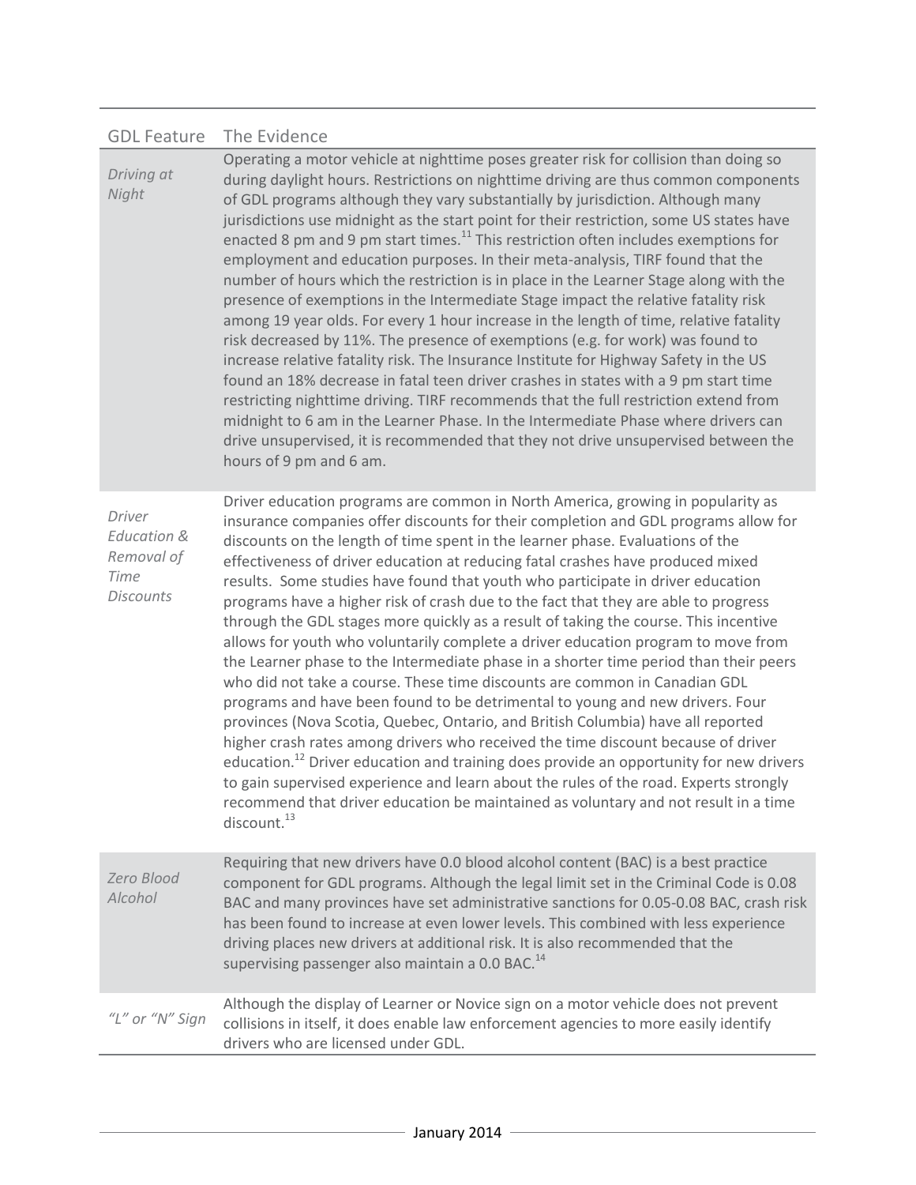| GDL Feature | The Evidence |
|---|---|
| *Driving at Night* | Operating a motor vehicle at nighttime poses greater risk for collision than doing so during daylight hours. Restrictions on nighttime driving are thus common components of GDL programs although they vary substantially by jurisdiction. Although many jurisdictions use midnight as the start point for their restriction, some US states have enacted 8 pm and 9 pm start times.[11] This restriction often includes exemptions for employment and education purposes. In their meta-analysis, TIRF found that the number of hours which the restriction is in place in the Learner Stage along with the presence of exemptions in the Intermediate Stage impact the relative fatality risk among 19 year olds. For every 1 hour increase in the length of time, relative fatality risk decreased by 11%. The presence of exemptions (e.g. for work) was found to increase relative fatality risk. The Insurance Institute for Highway Safety in the US found an 18% decrease in fatal teen driver crashes in states with a 9 pm start time restricting nighttime driving. TIRF recommends that the full restriction extend from midnight to 6 am in the Learner Phase. In the Intermediate Phase where drivers can drive unsupervised, it is recommended that they not drive unsupervised between the hours of 9 pm and 6 am. |
| *Driver Education & Removal of Time Discounts* | Driver education programs are common in North America, growing in popularity as insurance companies offer discounts for their completion and GDL programs allow for discounts on the length of time spent in the learner phase. Evaluations of the effectiveness of driver education at reducing fatal crashes have produced mixed results. Some studies have found that youth who participate in driver education programs have a higher risk of crash due to the fact that they are able to progress through the GDL stages more quickly as a result of taking the course. This incentive allows for youth who voluntarily complete a driver education program to move from the Learner phase to the Intermediate phase in a shorter time period than their peers who did not take a course. These time discounts are common in Canadian GDL programs and have been found to be detrimental to young and new drivers. Four provinces (Nova Scotia, Quebec, Ontario, and British Columbia) have all reported higher crash rates among drivers who received the time discount because of driver education.[12] Driver education and training does provide an opportunity for new drivers to gain supervised experience and learn about the rules of the road. Experts strongly recommend that driver education be maintained as voluntary and not result in a time discount.[13] |
| *Zero Blood Alcohol* | Requiring that new drivers have 0.0 blood alcohol content (BAC) is a best practice component for GDL programs. Although the legal limit set in the Criminal Code is 0.08 BAC and many provinces have set administrative sanctions for 0.05-0.08 BAC, crash risk has been found to increase at even lower levels. This combined with less experience driving places new drivers at additional risk. It is also recommended that the supervising passenger also maintain a 0.0 BAC.[14] |
| *"L" or "N" Sign* | Although the display of Learner or Novice sign on a motor vehicle does not prevent collisions in itself, it does enable law enforcement agencies to more easily identify drivers who are licensed under GDL. |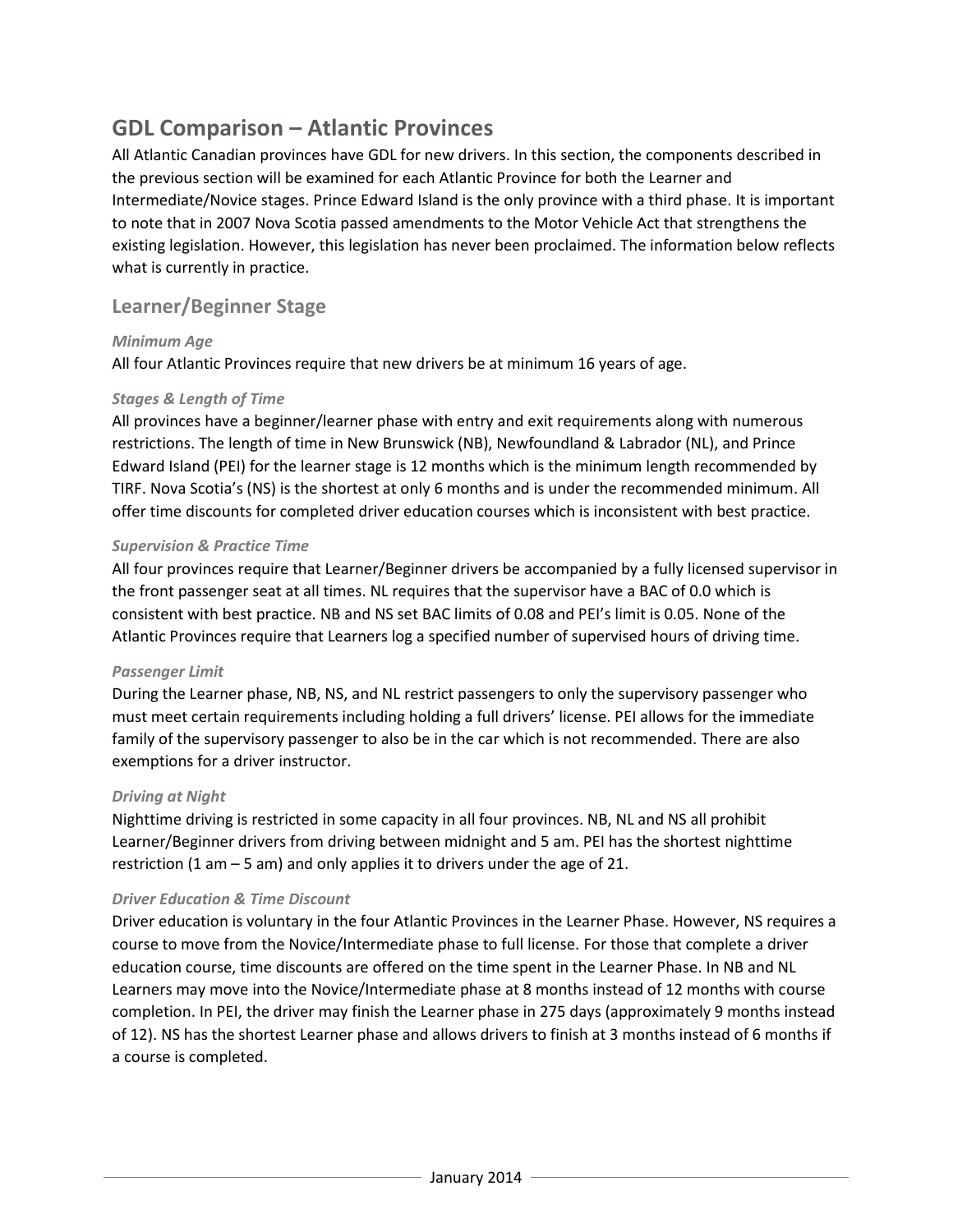## GDL Comparison – Atlantic Provinces

All Atlantic Canadian provinces have GDL for new drivers. In this section, the components described in the previous section will be examined for each Atlantic Province for both the Learner and Intermediate/Novice stages. Prince Edward Island is the only province with a third phase. It is important to note that in 2007 Nova Scotia passed amendments to the Motor Vehicle Act that strengthens the existing legislation. However, this legislation has never been proclaimed. The information below reflects what is currently in practice.

### Learner/Beginner Stage

#### *Minimum Age*

All four Atlantic Provinces require that new drivers be at minimum 16 years of age.

#### *Stages & Length of Time*

All provinces have a beginner/learner phase with entry and exit requirements along with numerous restrictions. The length of time in New Brunswick (NB), Newfoundland & Labrador (NL), and Prince Edward Island (PEI) for the learner stage is 12 months which is the minimum length recommended by TIRF. Nova Scotia's (NS) is the shortest at only 6 months and is under the recommended minimum. All offer time discounts for completed driver education courses which is inconsistent with best practice.

#### *Supervision & Practice Time*

All four provinces require that Learner/Beginner drivers be accompanied by a fully licensed supervisor in the front passenger seat at all times. NL requires that the supervisor have a BAC of 0.0 which is consistent with best practice. NB and NS set BAC limits of 0.08 and PEI's limit is 0.05. None of the Atlantic Provinces require that Learners log a specified number of supervised hours of driving time.

#### *Passenger Limit*

During the Learner phase, NB, NS, and NL restrict passengers to only the supervisory passenger who must meet certain requirements including holding a full drivers' license. PEI allows for the immediate family of the supervisory passenger to also be in the car which is not recommended. There are also exemptions for a driver instructor.

#### *Driving at Night*

Nighttime driving is restricted in some capacity in all four provinces. NB, NL and NS all prohibit Learner/Beginner drivers from driving between midnight and 5 am. PEI has the shortest nighttime restriction (1 am – 5 am) and only applies it to drivers under the age of 21.

#### *Driver Education & Time Discount*

Driver education is voluntary in the four Atlantic Provinces in the Learner Phase. However, NS requires a course to move from the Novice/Intermediate phase to full license. For those that complete a driver education course, time discounts are offered on the time spent in the Learner Phase. In NB and NL Learners may move into the Novice/Intermediate phase at 8 months instead of 12 months with course completion. In PEI, the driver may finish the Learner phase in 275 days (approximately 9 months instead of 12). NS has the shortest Learner phase and allows drivers to finish at 3 months instead of 6 months if a course is completed.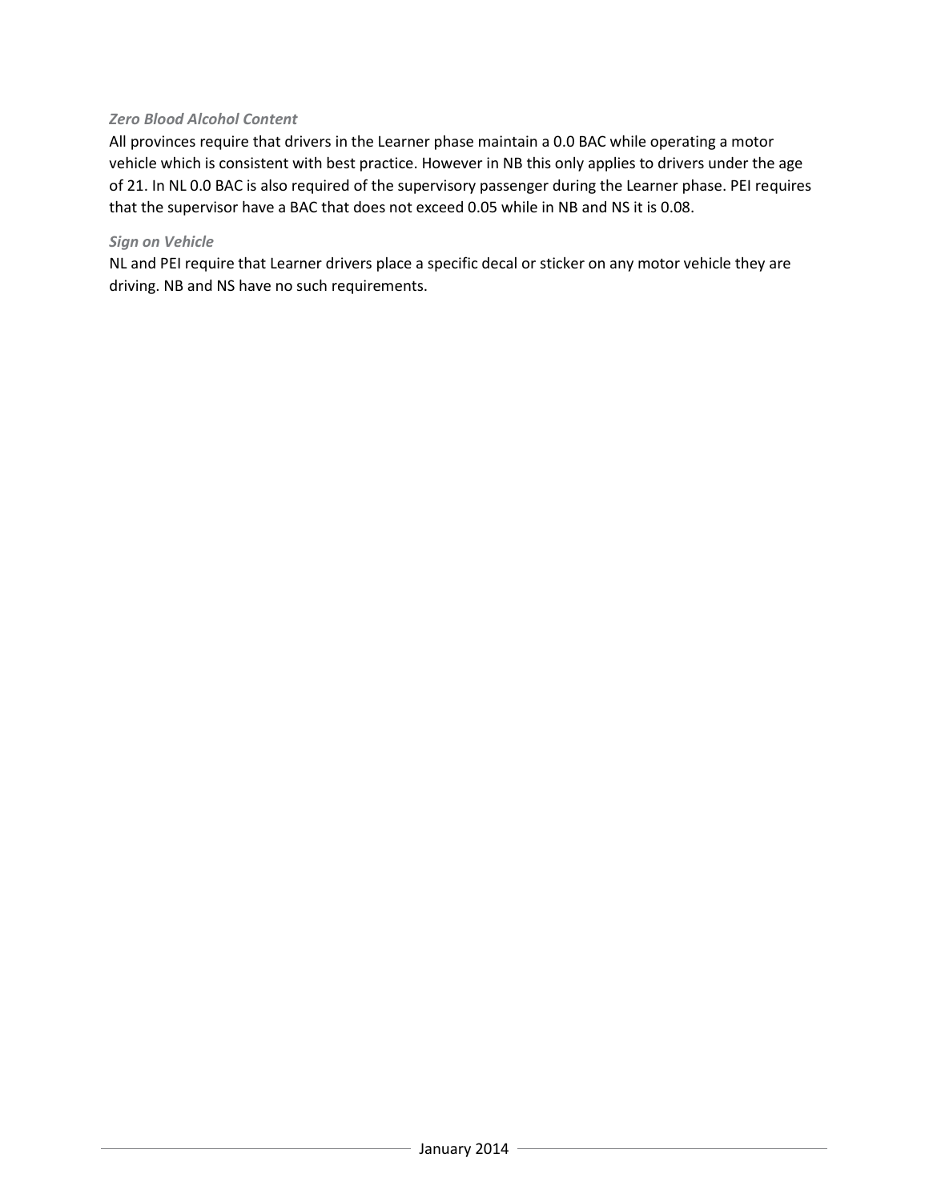*Zero Blood Alcohol Content*

All provinces require that drivers in the Learner phase maintain a 0.0 BAC while operating a motor vehicle which is consistent with best practice. However in NB this only applies to drivers under the age of 21. In NL 0.0 BAC is also required of the supervisory passenger during the Learner phase. PEI requires that the supervisor have a BAC that does not exceed 0.05 while in NB and NS it is 0.08.

*Sign on Vehicle*

NL and PEI require that Learner drivers place a specific decal or sticker on any motor vehicle they are driving. NB and NS have no such requirements.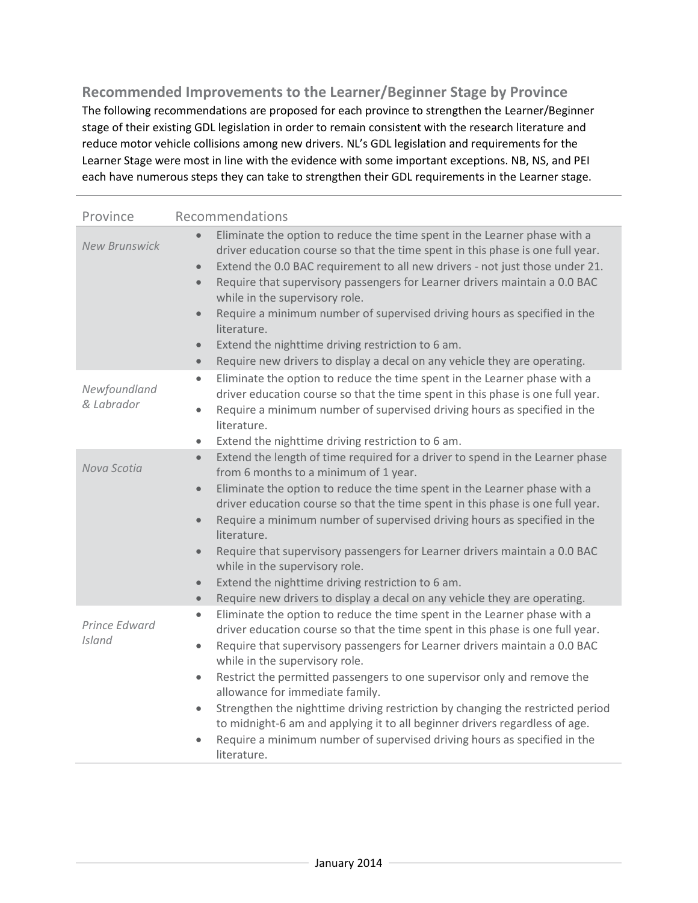## Recommended Improvements to the Learner/Beginner Stage by Province

The following recommendations are proposed for each province to strengthen the Learner/Beginner stage of their existing GDL legislation in order to remain consistent with the research literature and reduce motor vehicle collisions among new drivers. NL's GDL legislation and requirements for the Learner Stage were most in line with the evidence with some important exceptions. NB, NS, and PEI each have numerous steps they can take to strengthen their GDL requirements in the Learner stage.

| Province | Recommendations |
|---|---|
| *New Brunswick* | • Eliminate the option to reduce the time spent in the Learner phase with a driver education course so that the time spent in this phase is one full year.<br>• Extend the 0.0 BAC requirement to all new drivers - not just those under 21.<br>• Require that supervisory passengers for Learner drivers maintain a 0.0 BAC while in the supervisory role.<br>• Require a minimum number of supervised driving hours as specified in the literature.<br>• Extend the nighttime driving restriction to 6 am.<br>• Require new drivers to display a decal on any vehicle they are operating. |
| *Newfoundland & Labrador* | • Eliminate the option to reduce the time spent in the Learner phase with a driver education course so that the time spent in this phase is one full year.<br>• Require a minimum number of supervised driving hours as specified in the literature.<br>• Extend the nighttime driving restriction to 6 am. |
| *Nova Scotia* | • Extend the length of time required for a driver to spend in the Learner phase from 6 months to a minimum of 1 year.<br>• Eliminate the option to reduce the time spent in the Learner phase with a driver education course so that the time spent in this phase is one full year.<br>• Require a minimum number of supervised driving hours as specified in the literature.<br>• Require that supervisory passengers for Learner drivers maintain a 0.0 BAC while in the supervisory role.<br>• Extend the nighttime driving restriction to 6 am.<br>• Require new drivers to display a decal on any vehicle they are operating. |
| *Prince Edward Island* | • Eliminate the option to reduce the time spent in the Learner phase with a driver education course so that the time spent in this phase is one full year.<br>• Require that supervisory passengers for Learner drivers maintain a 0.0 BAC while in the supervisory role.<br>• Restrict the permitted passengers to one supervisor only and remove the allowance for immediate family.<br>• Strengthen the nighttime driving restriction by changing the restricted period to midnight-6 am and applying it to all beginner drivers regardless of age.<br>• Require a minimum number of supervised driving hours as specified in the literature. |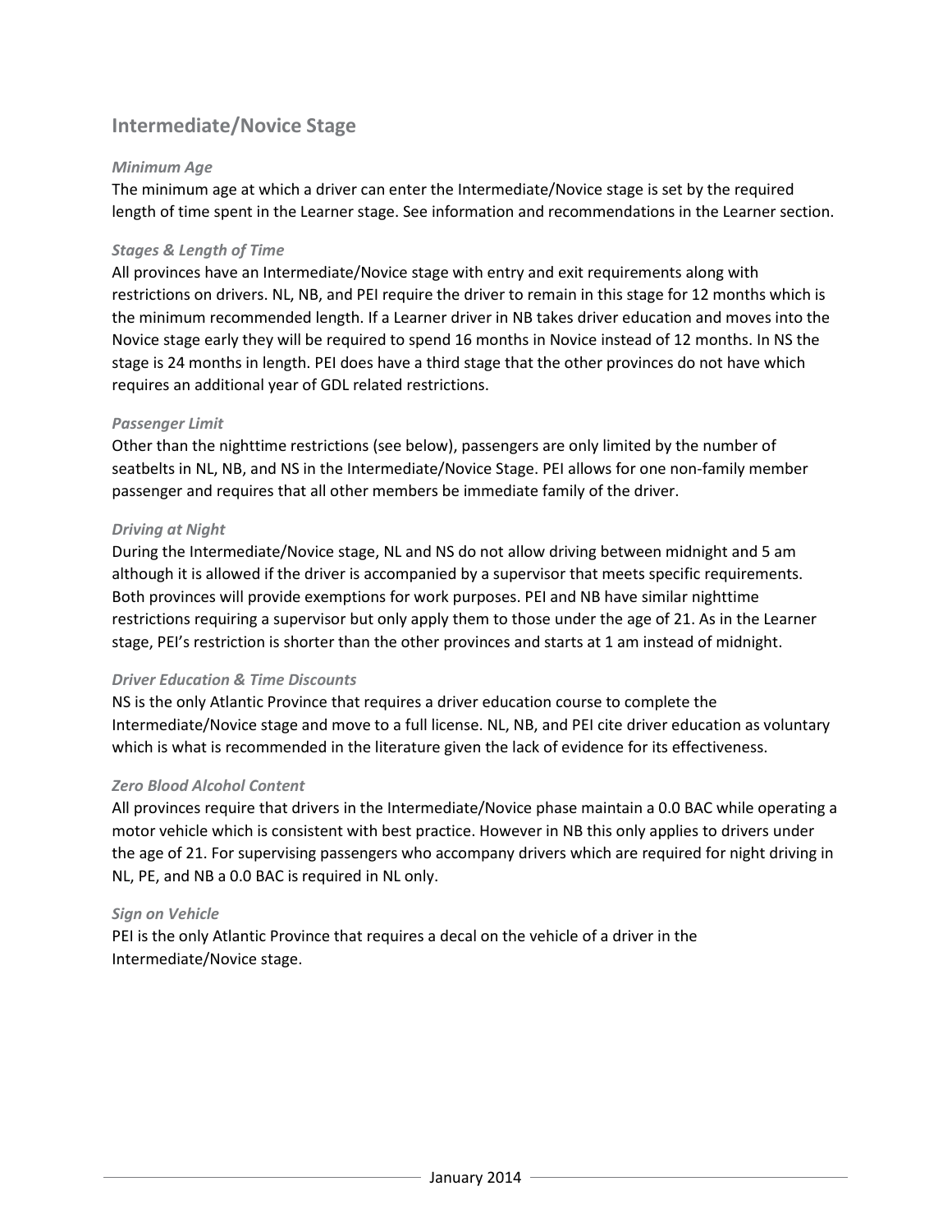## Intermediate/Novice Stage

### *Minimum Age*

The minimum age at which a driver can enter the Intermediate/Novice stage is set by the required length of time spent in the Learner stage. See information and recommendations in the Learner section.

### *Stages & Length of Time*

All provinces have an Intermediate/Novice stage with entry and exit requirements along with restrictions on drivers. NL, NB, and PEI require the driver to remain in this stage for 12 months which is the minimum recommended length. If a Learner driver in NB takes driver education and moves into the Novice stage early they will be required to spend 16 months in Novice instead of 12 months. In NS the stage is 24 months in length. PEI does have a third stage that the other provinces do not have which requires an additional year of GDL related restrictions.

### *Passenger Limit*

Other than the nighttime restrictions (see below), passengers are only limited by the number of seatbelts in NL, NB, and NS in the Intermediate/Novice Stage. PEI allows for one non-family member passenger and requires that all other members be immediate family of the driver.

### *Driving at Night*

During the Intermediate/Novice stage, NL and NS do not allow driving between midnight and 5 am although it is allowed if the driver is accompanied by a supervisor that meets specific requirements. Both provinces will provide exemptions for work purposes. PEI and NB have similar nighttime restrictions requiring a supervisor but only apply them to those under the age of 21. As in the Learner stage, PEI's restriction is shorter than the other provinces and starts at 1 am instead of midnight.

### *Driver Education & Time Discounts*

NS is the only Atlantic Province that requires a driver education course to complete the Intermediate/Novice stage and move to a full license. NL, NB, and PEI cite driver education as voluntary which is what is recommended in the literature given the lack of evidence for its effectiveness.

### *Zero Blood Alcohol Content*

All provinces require that drivers in the Intermediate/Novice phase maintain a 0.0 BAC while operating a motor vehicle which is consistent with best practice. However in NB this only applies to drivers under the age of 21. For supervising passengers who accompany drivers which are required for night driving in NL, PE, and NB a 0.0 BAC is required in NL only.

### *Sign on Vehicle*

PEI is the only Atlantic Province that requires a decal on the vehicle of a driver in the Intermediate/Novice stage.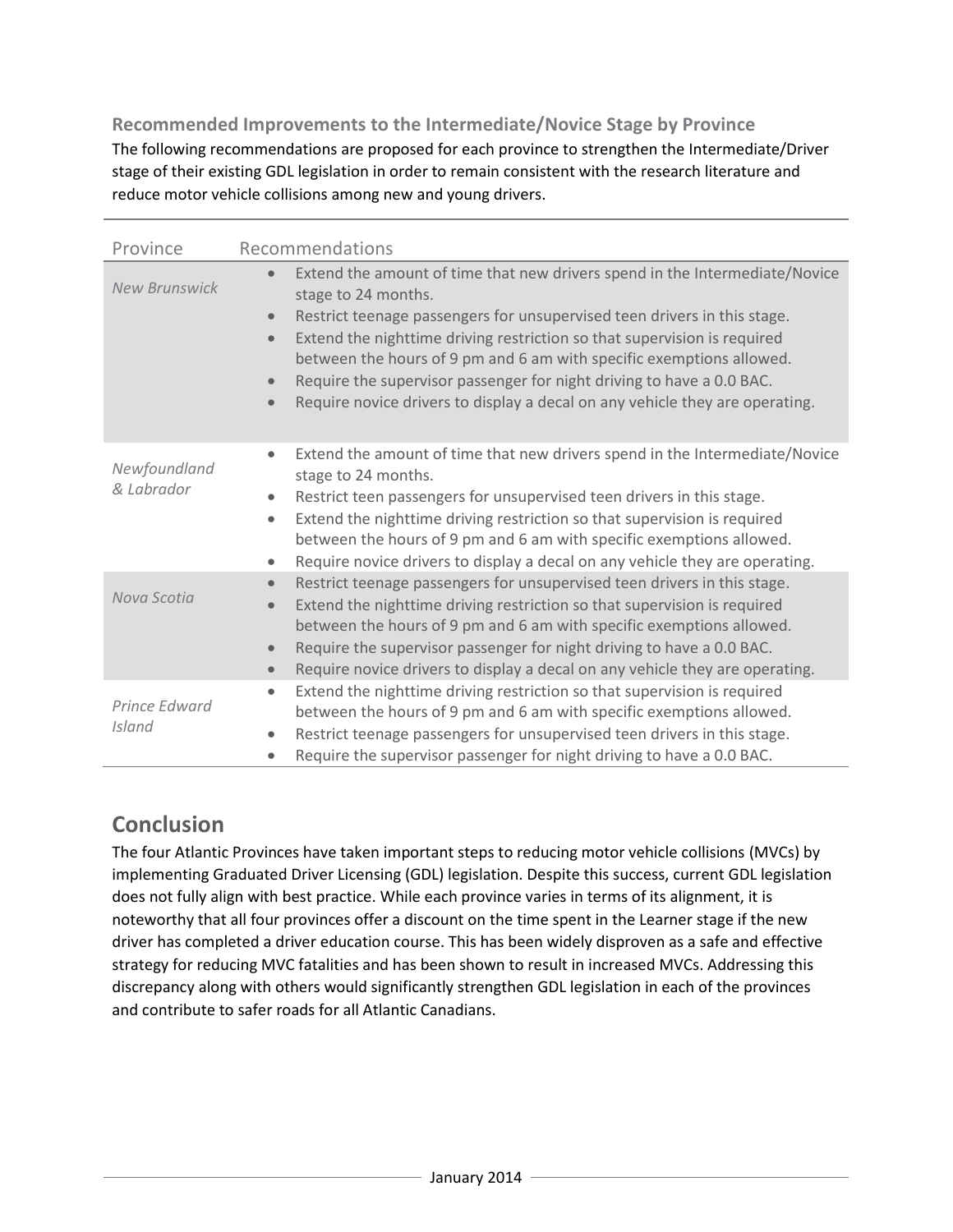### Recommended Improvements to the Intermediate/Novice Stage by Province

The following recommendations are proposed for each province to strengthen the Intermediate/Driver stage of their existing GDL legislation in order to remain consistent with the research literature and reduce motor vehicle collisions among new and young drivers.

| Province | Recommendations |
|---|---|
| *New Brunswick* | • Extend the amount of time that new drivers spend in the Intermediate/Novice stage to 24 months.<br>• Restrict teenage passengers for unsupervised teen drivers in this stage.<br>• Extend the nighttime driving restriction so that supervision is required between the hours of 9 pm and 6 am with specific exemptions allowed.<br>• Require the supervisor passenger for night driving to have a 0.0 BAC.<br>• Require novice drivers to display a decal on any vehicle they are operating. |
| *Newfoundland & Labrador* | • Extend the amount of time that new drivers spend in the Intermediate/Novice stage to 24 months.<br>• Restrict teen passengers for unsupervised teen drivers in this stage.<br>• Extend the nighttime driving restriction so that supervision is required between the hours of 9 pm and 6 am with specific exemptions allowed.<br>• Require novice drivers to display a decal on any vehicle they are operating. |
| *Nova Scotia* | • Restrict teenage passengers for unsupervised teen drivers in this stage.<br>• Extend the nighttime driving restriction so that supervision is required between the hours of 9 pm and 6 am with specific exemptions allowed.<br>• Require the supervisor passenger for night driving to have a 0.0 BAC.<br>• Require novice drivers to display a decal on any vehicle they are operating. |
| *Prince Edward Island* | • Extend the nighttime driving restriction so that supervision is required between the hours of 9 pm and 6 am with specific exemptions allowed.<br>• Restrict teenage passengers for unsupervised teen drivers in this stage.<br>• Require the supervisor passenger for night driving to have a 0.0 BAC. |

## Conclusion

The four Atlantic Provinces have taken important steps to reducing motor vehicle collisions (MVCs) by implementing Graduated Driver Licensing (GDL) legislation. Despite this success, current GDL legislation does not fully align with best practice. While each province varies in terms of its alignment, it is noteworthy that all four provinces offer a discount on the time spent in the Learner stage if the new driver has completed a driver education course. This has been widely disproven as a safe and effective strategy for reducing MVC fatalities and has been shown to result in increased MVCs. Addressing this discrepancy along with others would significantly strengthen GDL legislation in each of the provinces and contribute to safer roads for all Atlantic Canadians.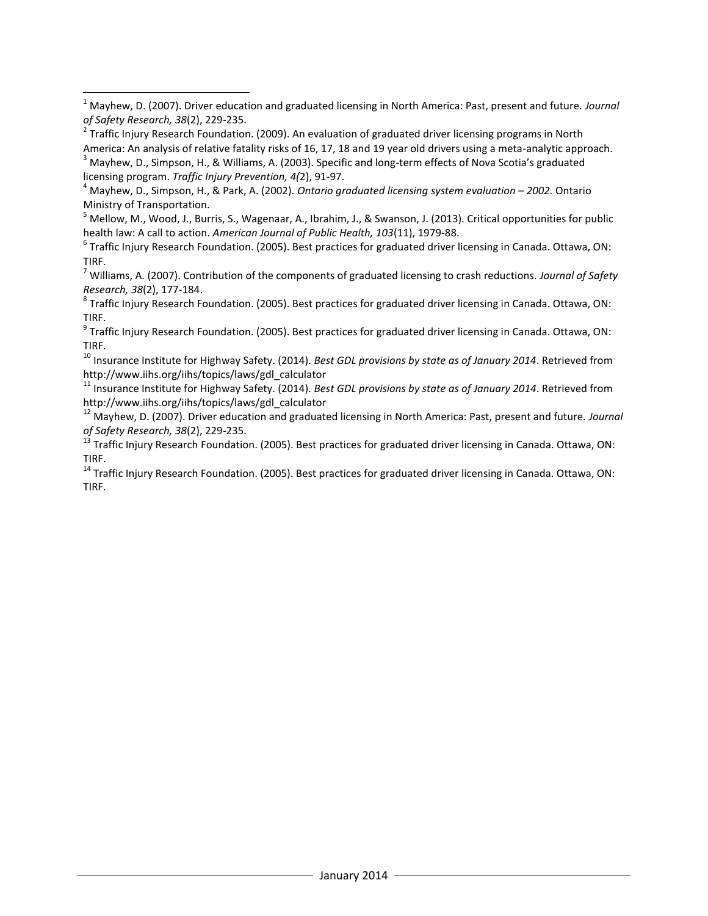[1] Mayhew, D. (2007). Driver education and graduated licensing in North America: Past, present and future. *Journal of Safety Research, 38*(2), 229-235.

[2] Traffic Injury Research Foundation. (2009). An evaluation of graduated driver licensing programs in North America: An analysis of relative fatality risks of 16, 17, 18 and 19 year old drivers using a meta-analytic approach.

[3] Mayhew, D., Simpson, H., & Williams, A. (2003). Specific and long-term effects of Nova Scotia's graduated licensing program. *Traffic Injury Prevention, 4(*2), 91-97.

[4] Mayhew, D., Simpson, H., & Park, A. (2002). *Ontario graduated licensing system evaluation – 2002.* Ontario Ministry of Transportation.

[5] Mellow, M., Wood, J., Burris, S., Wagenaar, A., Ibrahim, J., & Swanson, J. (2013). Critical opportunities for public health law: A call to action. *American Journal of Public Health, 103*(11), 1979-88.

[6] Traffic Injury Research Foundation. (2005). Best practices for graduated driver licensing in Canada. Ottawa, ON: TIRF.

[7] Williams, A. (2007). Contribution of the components of graduated licensing to crash reductions. *Journal of Safety Research, 38*(2), 177-184.

[8] Traffic Injury Research Foundation. (2005). Best practices for graduated driver licensing in Canada. Ottawa, ON: TIRF.

[9] Traffic Injury Research Foundation. (2005). Best practices for graduated driver licensing in Canada. Ottawa, ON: TIRF.

[10] Insurance Institute for Highway Safety. (2014). *Best GDL provisions by state as of January 2014*. Retrieved from http://www.iihs.org/iihs/topics/laws/gdl_calculator

[11] Insurance Institute for Highway Safety. (2014). *Best GDL provisions by state as of January 2014*. Retrieved from http://www.iihs.org/iihs/topics/laws/gdl_calculator

[12] Mayhew, D. (2007). Driver education and graduated licensing in North America: Past, present and future. *Journal of Safety Research, 38*(2), 229-235.

[13] Traffic Injury Research Foundation. (2005). Best practices for graduated driver licensing in Canada. Ottawa, ON: TIRF.

[14] Traffic Injury Research Foundation. (2005). Best practices for graduated driver licensing in Canada. Ottawa, ON: TIRF.